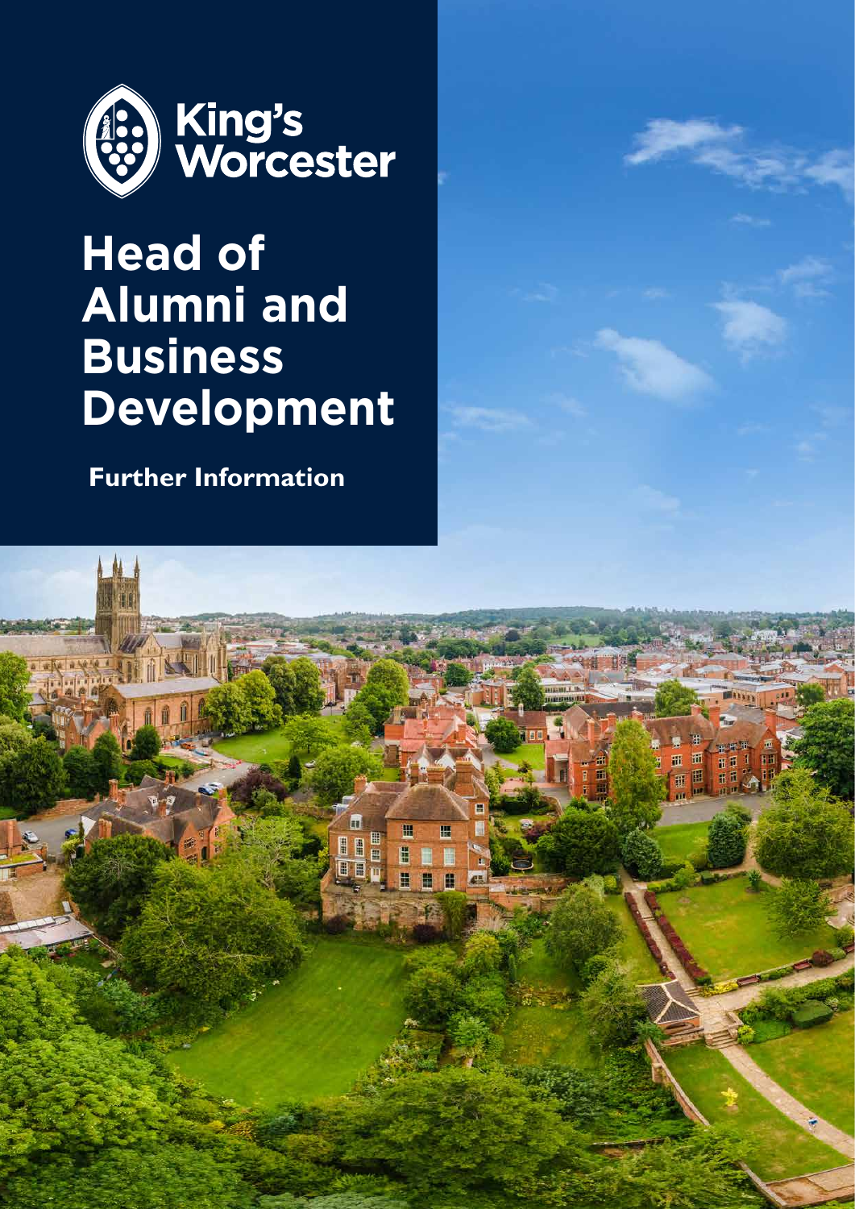King's Worcester

# Head of Alumni and Business Development

**Further Information**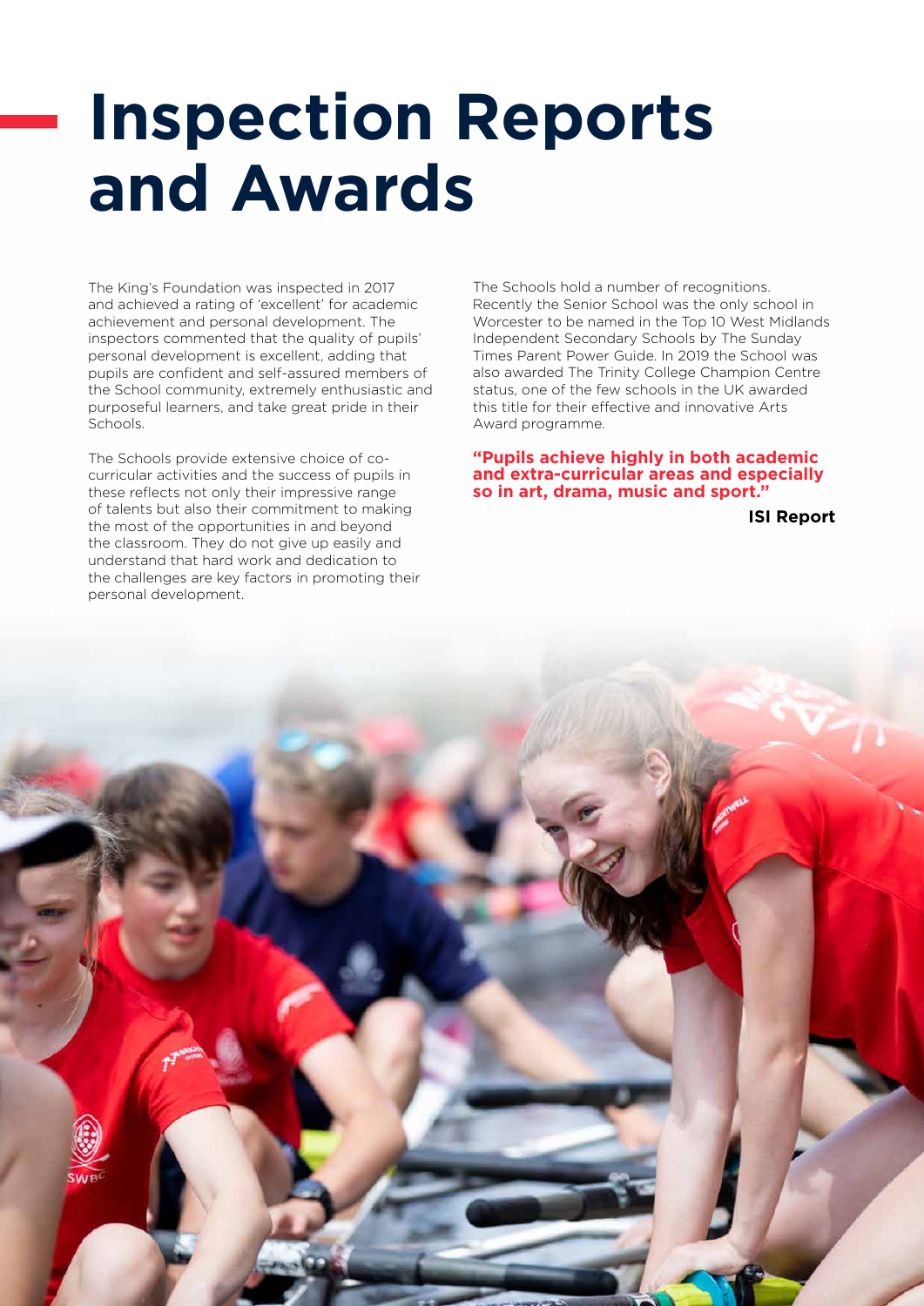# Inspection Reports and Awards

The King's Foundation was inspected in 2017 and achieved a rating of 'excellent' for academic achievement and personal development. The inspectors commented that the quality of pupils' personal development is excellent, adding that pupils are confident and self-assured members of the School community, extremely enthusiastic and purposeful learners, and take great pride in their Schools.

The Schools provide extensive choice of co-curricular activities and the success of pupils in these reflects not only their impressive range of talents but also their commitment to making the most of the opportunities in and beyond the classroom. They do not give up easily and understand that hard work and dedication to the challenges are key factors in promoting their personal development.

The Schools hold a number of recognitions. Recently the Senior School was the only school in Worcester to be named in the Top 10 West Midlands Independent Secondary Schools by The Sunday Times Parent Power Guide. In 2019 the School was also awarded The Trinity College Champion Centre status, one of the few schools in the UK awarded this title for their effective and innovative Arts Award programme.

**"Pupils achieve highly in both academic and extra-curricular areas and especially so in art, drama, music and sport."**

**ISI Report**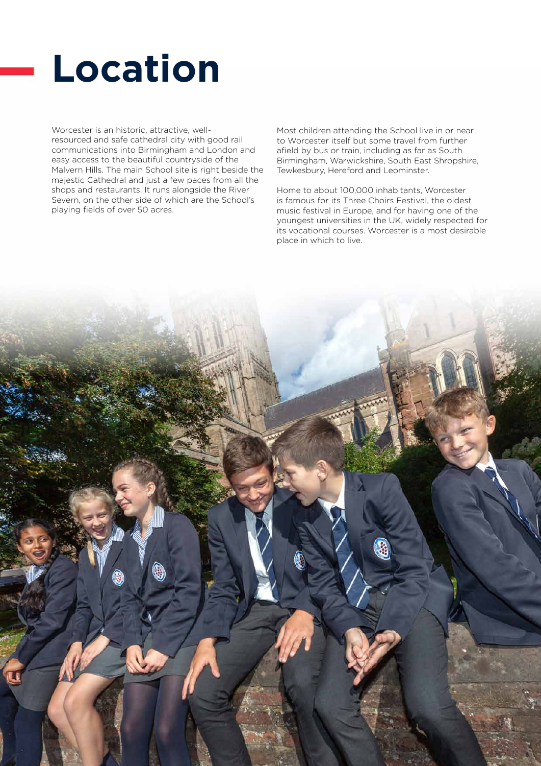# Location

Worcester is an historic, attractive, well-resourced and safe cathedral city with good rail communications into Birmingham and London and easy access to the beautiful countryside of the Malvern Hills. The main School site is right beside the majestic Cathedral and just a few paces from all the shops and restaurants. It runs alongside the River Severn, on the other side of which are the School's playing fields of over 50 acres.

Most children attending the School live in or near to Worcester itself but some travel from further afield by bus or train, including as far as South Birmingham, Warwickshire, South East Shropshire, Tewkesbury, Hereford and Leominster.

Home to about 100,000 inhabitants, Worcester is famous for its Three Choirs Festival, the oldest music festival in Europe, and for having one of the youngest universities in the UK, widely respected for its vocational courses. Worcester is a most desirable place in which to live.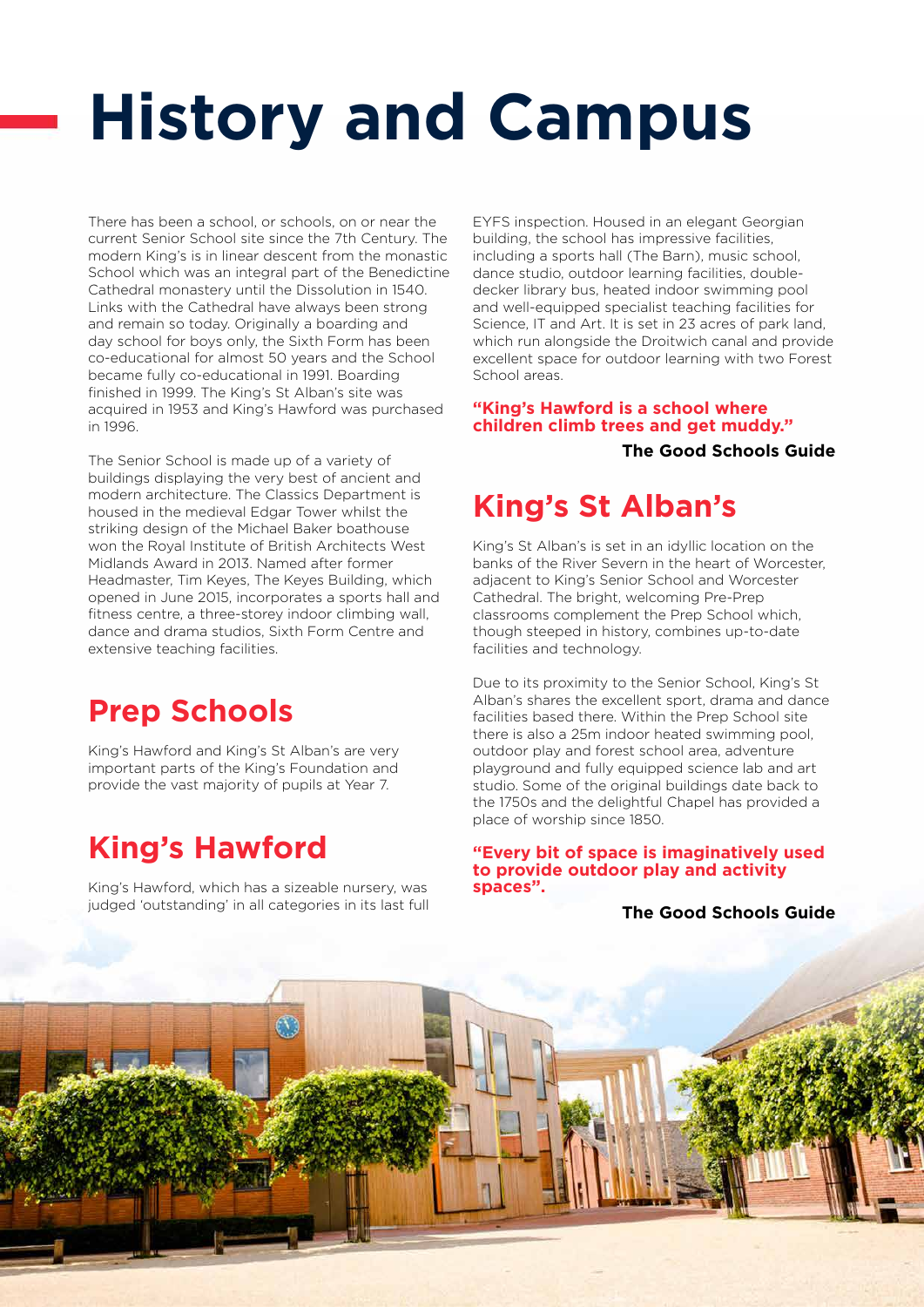# History and Campus

There has been a school, or schools, on or near the current Senior School site since the 7th Century. The modern King's is in linear descent from the monastic School which was an integral part of the Benedictine Cathedral monastery until the Dissolution in 1540. Links with the Cathedral have always been strong and remain so today. Originally a boarding and day school for boys only, the Sixth Form has been co-educational for almost 50 years and the School became fully co-educational in 1991. Boarding finished in 1999. The King's St Alban's site was acquired in 1953 and King's Hawford was purchased in 1996.

The Senior School is made up of a variety of buildings displaying the very best of ancient and modern architecture. The Classics Department is housed in the medieval Edgar Tower whilst the striking design of the Michael Baker boathouse won the Royal Institute of British Architects West Midlands Award in 2013. Named after former Headmaster, Tim Keyes, The Keyes Building, which opened in June 2015, incorporates a sports hall and fitness centre, a three-storey indoor climbing wall, dance and drama studios, Sixth Form Centre and extensive teaching facilities.

## Prep Schools

King's Hawford and King's St Alban's are very important parts of the King's Foundation and provide the vast majority of pupils at Year 7.

## King's Hawford

King's Hawford, which has a sizeable nursery, was judged 'outstanding' in all categories in its last full EYFS inspection. Housed in an elegant Georgian building, the school has impressive facilities, including a sports hall (The Barn), music school, dance studio, outdoor learning facilities, double-decker library bus, heated indoor swimming pool and well-equipped specialist teaching facilities for Science, IT and Art. It is set in 23 acres of park land, which run alongside the Droitwich canal and provide excellent space for outdoor learning with two Forest School areas.

**"King's Hawford is a school where children climb trees and get muddy."**

**The Good Schools Guide**

## King's St Alban's

King's St Alban's is set in an idyllic location on the banks of the River Severn in the heart of Worcester, adjacent to King's Senior School and Worcester Cathedral. The bright, welcoming Pre-Prep classrooms complement the Prep School which, though steeped in history, combines up-to-date facilities and technology.

Due to its proximity to the Senior School, King's St Alban's shares the excellent sport, drama and dance facilities based there. Within the Prep School site there is also a 25m indoor heated swimming pool, outdoor play and forest school area, adventure playground and fully equipped science lab and art studio. Some of the original buildings date back to the 1750s and the delightful Chapel has provided a place of worship since 1850.

**"Every bit of space is imaginatively used to provide outdoor play and activity spaces".**

**The Good Schools Guide**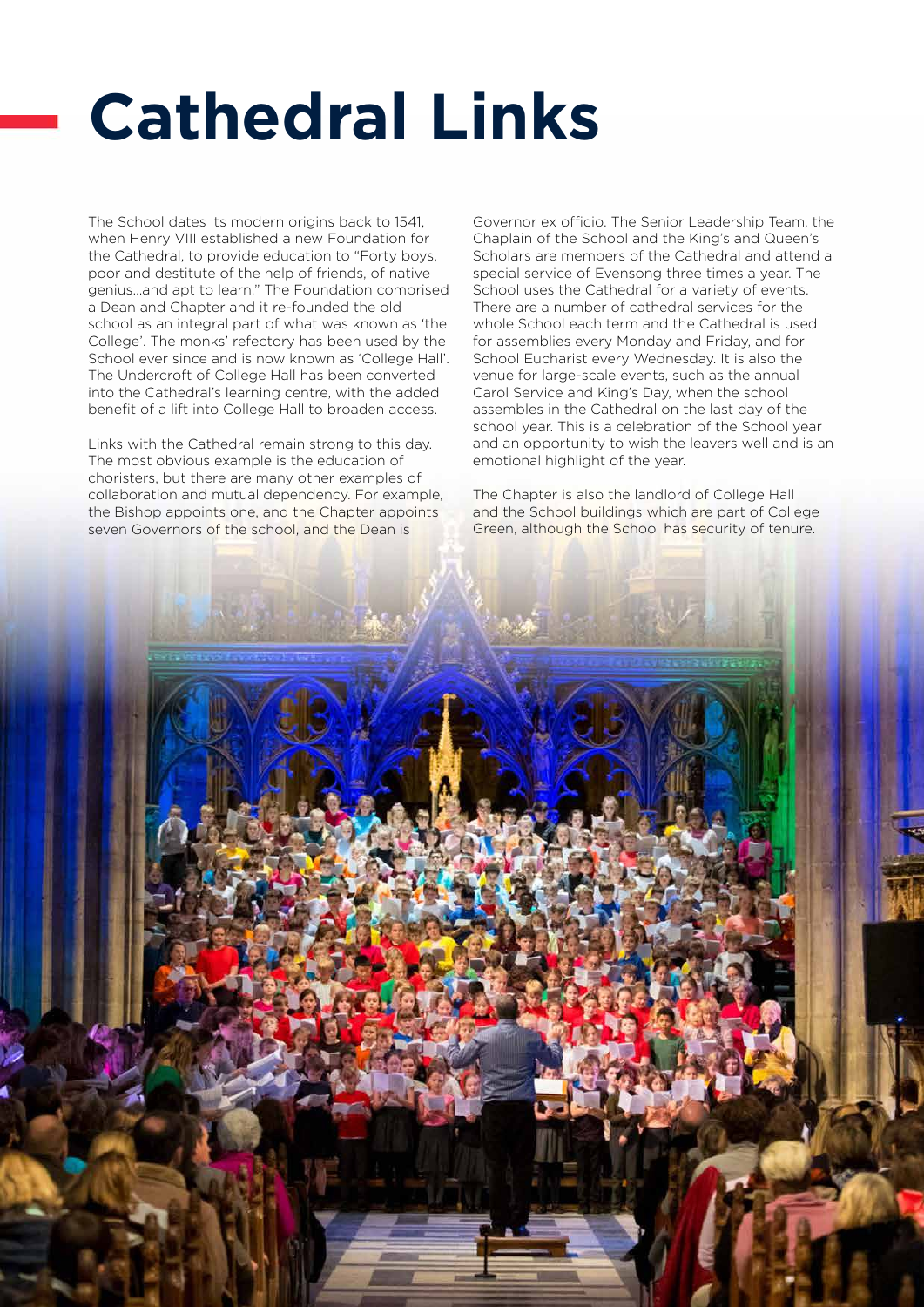# Cathedral Links

The School dates its modern origins back to 1541, when Henry VIII established a new Foundation for the Cathedral, to provide education to "Forty boys, poor and destitute of the help of friends, of native genius...and apt to learn." The Foundation comprised a Dean and Chapter and it re-founded the old school as an integral part of what was known as 'the College'. The monks' refectory has been used by the School ever since and is now known as 'College Hall'. The Undercroft of College Hall has been converted into the Cathedral's learning centre, with the added benefit of a lift into College Hall to broaden access.

Links with the Cathedral remain strong to this day. The most obvious example is the education of choristers, but there are many other examples of collaboration and mutual dependency. For example, the Bishop appoints one, and the Chapter appoints seven Governors of the school, and the Dean is Governor ex officio. The Senior Leadership Team, the Chaplain of the School and the King's and Queen's Scholars are members of the Cathedral and attend a special service of Evensong three times a year. The School uses the Cathedral for a variety of events. There are a number of cathedral services for the whole School each term and the Cathedral is used for assemblies every Monday and Friday, and for School Eucharist every Wednesday. It is also the venue for large-scale events, such as the annual Carol Service and King's Day, when the school assembles in the Cathedral on the last day of the school year. This is a celebration of the School year and an opportunity to wish the leavers well and is an emotional highlight of the year.

The Chapter is also the landlord of College Hall and the School buildings which are part of College Green, although the School has security of tenure.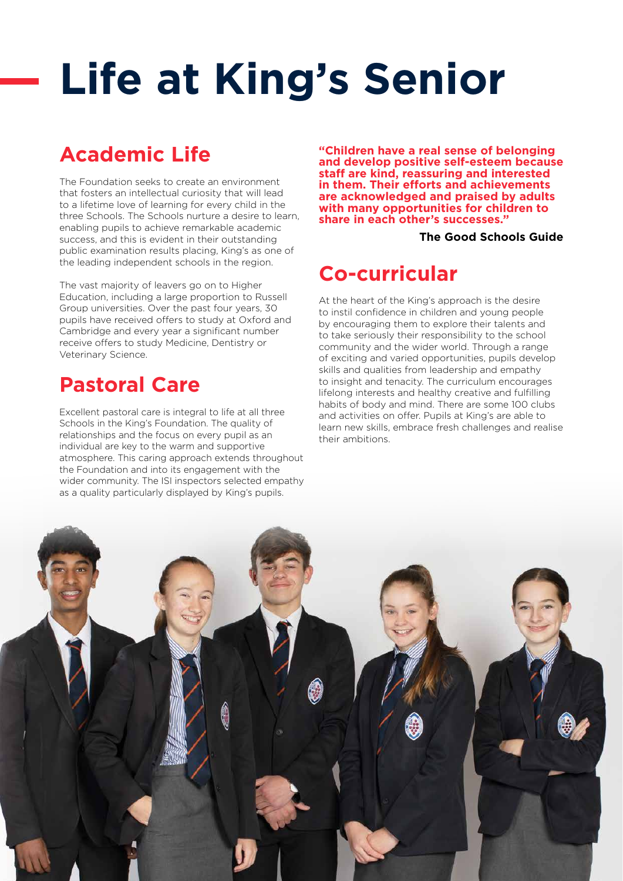# Life at King's Senior

## Academic Life

The Foundation seeks to create an environment that fosters an intellectual curiosity that will lead to a lifetime love of learning for every child in the three Schools. The Schools nurture a desire to learn, enabling pupils to achieve remarkable academic success, and this is evident in their outstanding public examination results placing, King's as one of the leading independent schools in the region.

The vast majority of leavers go on to Higher Education, including a large proportion to Russell Group universities. Over the past four years, 30 pupils have received offers to study at Oxford and Cambridge and every year a significant number receive offers to study Medicine, Dentistry or Veterinary Science.

## Pastoral Care

Excellent pastoral care is integral to life at all three Schools in the King's Foundation. The quality of relationships and the focus on every pupil as an individual are key to the warm and supportive atmosphere. This caring approach extends throughout the Foundation and into its engagement with the wider community. The ISI inspectors selected empathy as a quality particularly displayed by King's pupils.

**"Children have a real sense of belonging and develop positive self-esteem because staff are kind, reassuring and interested in them. Their efforts and achievements are acknowledged and praised by adults with many opportunities for children to share in each other's successes."**

**The Good Schools Guide**

## Co-curricular

At the heart of the King's approach is the desire to instil confidence in children and young people by encouraging them to explore their talents and to take seriously their responsibility to the school community and the wider world. Through a range of exciting and varied opportunities, pupils develop skills and qualities from leadership and empathy to insight and tenacity. The curriculum encourages lifelong interests and healthy creative and fulfilling habits of body and mind. There are some 100 clubs and activities on offer. Pupils at King's are able to learn new skills, embrace fresh challenges and realise their ambitions.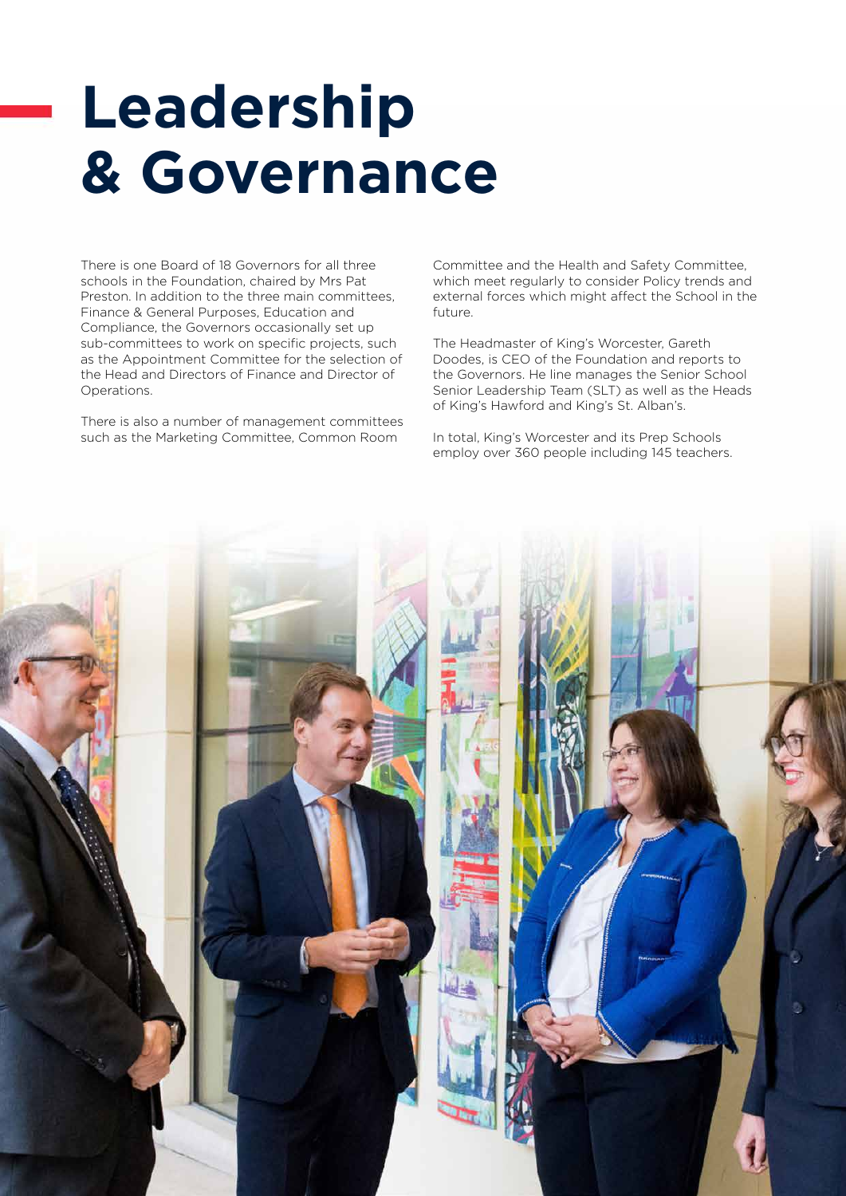# Leadership & Governance

There is one Board of 18 Governors for all three schools in the Foundation, chaired by Mrs Pat Preston. In addition to the three main committees, Finance & General Purposes, Education and Compliance, the Governors occasionally set up sub-committees to work on specific projects, such as the Appointment Committee for the selection of the Head and Directors of Finance and Director of Operations.

There is also a number of management committees such as the Marketing Committee, Common Room Committee and the Health and Safety Committee, which meet regularly to consider Policy trends and external forces which might affect the School in the future.

The Headmaster of King's Worcester, Gareth Doodes, is CEO of the Foundation and reports to the Governors. He line manages the Senior School Senior Leadership Team (SLT) as well as the Heads of King's Hawford and King's St. Alban's.

In total, King's Worcester and its Prep Schools employ over 360 people including 145 teachers.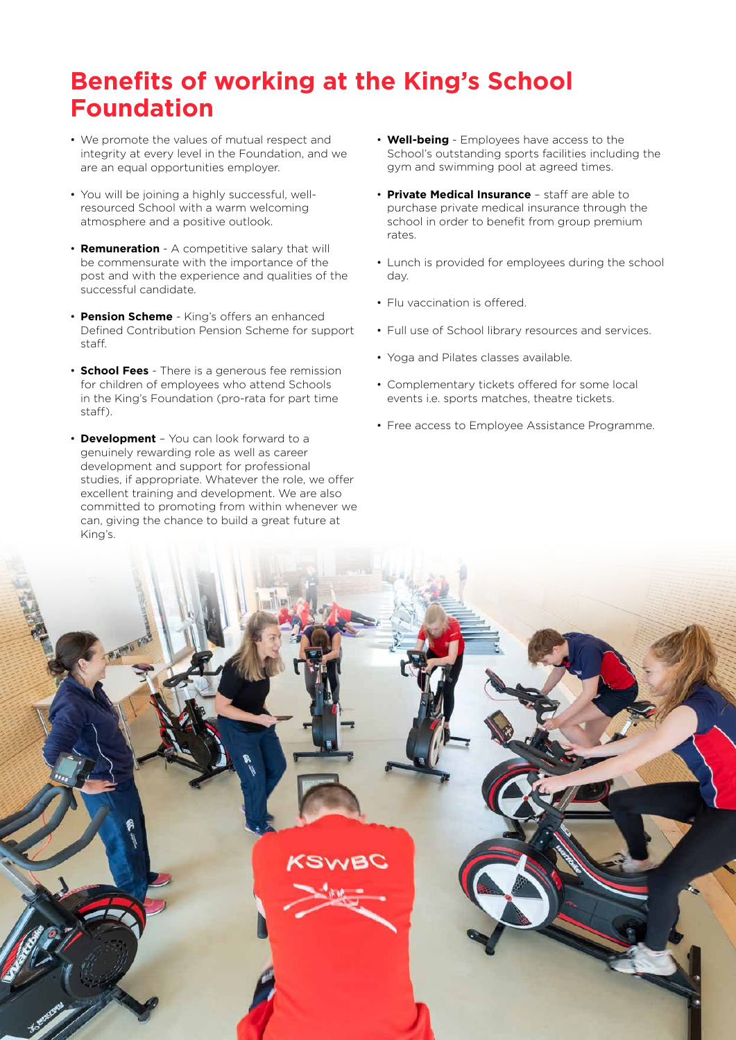# Benefits of working at the King's School Foundation

- We promote the values of mutual respect and integrity at every level in the Foundation, and we are an equal opportunities employer.
- You will be joining a highly successful, well-resourced School with a warm welcoming atmosphere and a positive outlook.
- **Remuneration** - A competitive salary that will be commensurate with the importance of the post and with the experience and qualities of the successful candidate.
- **Pension Scheme** - King's offers an enhanced Defined Contribution Pension Scheme for support staff.
- **School Fees** - There is a generous fee remission for children of employees who attend Schools in the King's Foundation (pro-rata for part time staff).
- **Development** – You can look forward to a genuinely rewarding role as well as career development and support for professional studies, if appropriate. Whatever the role, we offer excellent training and development. We are also committed to promoting from within whenever we can, giving the chance to build a great future at King's.
- **Well-being** - Employees have access to the School's outstanding sports facilities including the gym and swimming pool at agreed times.
- **Private Medical Insurance** – staff are able to purchase private medical insurance through the school in order to benefit from group premium rates.
- Lunch is provided for employees during the school day.
- Flu vaccination is offered.
- Full use of School library resources and services.
- Yoga and Pilates classes available.
- Complementary tickets offered for some local events i.e. sports matches, theatre tickets.
- Free access to Employee Assistance Programme.